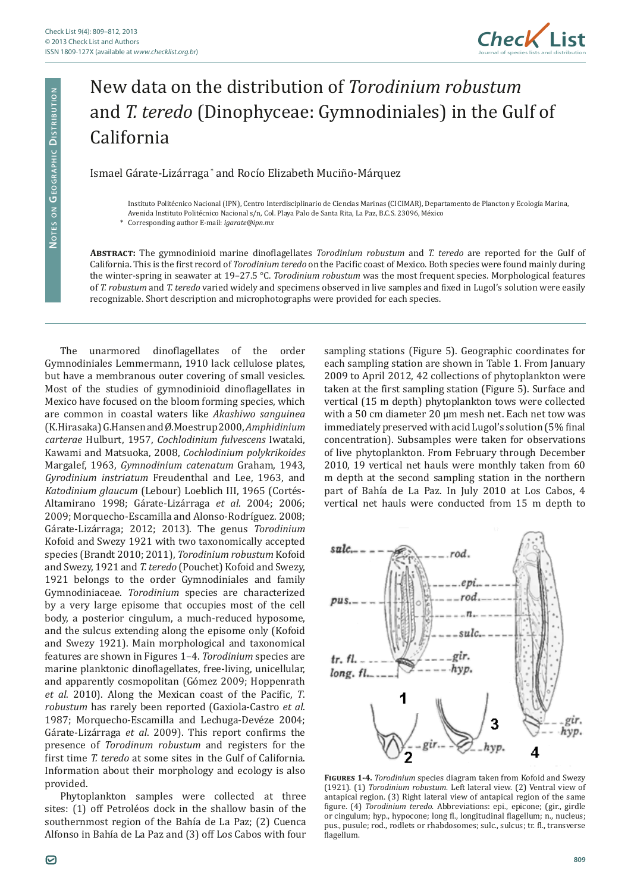# New data on the distribution of *Torodinium robustum* and *T. teredo* (Dinophyceae: Gymnodiniales) in the Gulf of California

Ismael Gárate-Lizárraga* and Rocío Elizabeth Muciño-Márquez

Instituto Politécnico Nacional (IPN), Centro Interdisciplinario de Ciencias Marinas (CICIMAR), Departamento de Plancton y Ecología Marina, Avenida Instituto Politécnico Nacional s/n, Col. Playa Palo de Santa Rita, La Paz, B.C.S. 23096, México

\* Corresponding author E-mail: *igarate@ipn.mx*

**Abstract:** The gymnodinioid marine dinoflagellates *Torodinium robustum* and *T. teredo* are reported for the Gulf of California. This is the first record of *Torodinium teredo* on the Pacific coast of Mexico. Both species were found mainly during the winter-spring in seawater at 19–27.5 °C. *Torodinium robustum* was the most frequent species. Morphological features of *T. robustum* and *T. teredo* varied widely and specimens observed in live samples and fixed in Lugol's solution were easily recognizable. Short description and microphotographs were provided for each species.

The unarmored dinoflagellates of the order Gymnodiniales Lemmermann, 1910 lack cellulose plates, but have a membranous outer covering of small vesicles. Most of the studies of gymnodinioid dinoflagellates in Mexico have focused on the bloom forming species, which are common in coastal waters like *Akashiwo sanguinea* (K.Hirasaka) G.Hansen and Ø.Moestrup 2000, *Amphidinium carterae* Hulburt, 1957, *Cochlodinium fulvescens* Iwataki, Kawami and Matsuoka, 2008, *Cochlodinium polykrikoides* Margalef, 1963, *Gymnodinium catenatum* Graham, 1943, *Gyrodinium instriatum* Freudenthal and Lee, 1963, and *Katodinium glaucum* (Lebour) Loeblich III, 1965 (Cortés-Altamirano 1998; Gárate-Lizárraga *et al*. 2004; 2006; 2009; Morquecho-Escamilla and Alonso-Rodríguez. 2008; Gárate-Lizárraga; 2012; 2013). The genus *Torodinium* Kofoid and Swezy 1921 with two taxonomically accepted species (Brandt 2010; 2011), *Torodinium robustum* Kofoid and Swezy, 1921 and *T. teredo* (Pouchet) Kofoid and Swezy, 1921 belongs to the order Gymnodiniales and family Gymnodiniaceae. *Torodinium* species are characterized by a very large episome that occupies most of the cell body, a posterior cingulum, a much-reduced hyposome, and the sulcus extending along the episome only (Kofoid and Swezy 1921). Main morphological and taxonomical features are shown in Figures 1–4. *Torodinium* species are marine planktonic dinoflagellates, free-living, unicellular, and apparently cosmopolitan (Gómez 2009; Hoppenrath *et al*. 2010). Along the Mexican coast of the Pacific, *T. robustum* has rarely been reported (Gaxiola-Castro *et al*. 1987; Morquecho-Escamilla and Lechuga-Devéze 2004; Gárate-Lizárraga *et al*. 2009). This report confirms the presence of *Torodinum robustum* and registers for the first time *T. teredo* at some sites in the Gulf of California. Information about their morphology and ecology is also provided.

Phytoplankton samples were collected at three sites: (1) off Petroléos dock in the shallow basin of the southernmost region of the Bahía de La Paz; (2) Cuenca Alfonso in Bahía de La Paz and (3) off Los Cabos with four sampling stations (Figure 5). Geographic coordinates for each sampling station are shown in Table 1. From January 2009 to April 2012, 42 collections of phytoplankton were taken at the first sampling station (Figure 5). Surface and vertical (15 m depth) phytoplankton tows were collected with a 50 cm diameter 20 µm mesh net. Each net tow was immediately preserved with acid Lugol's solution (5% final concentration). Subsamples were taken for observations of live phytoplankton. From February through December 2010, 19 vertical net hauls were monthly taken from 60 m depth at the second sampling station in the northern part of Bahía de La Paz. In July 2010 at Los Cabos, 4 vertical net hauls were conducted from 15 m depth to

**Figures 1-4.** *Torodinium* species diagram taken from Kofoid and Swezy (1921). (1) *Torodinium robustum*. Left lateral view. (2) Ventral view of antapical region. (3) Right lateral view of antapical region of the same figure. (4) *Torodinium teredo*. Abbreviations: epi., epicone; (gir., girdle or cingulum; hyp., hypocone; long fl., longitudinal flagellum; n., nucleus; pus., pusule; rod., rodlets or rhabdosomes; sulc., sulcus; tr. fl., transverse flagellum.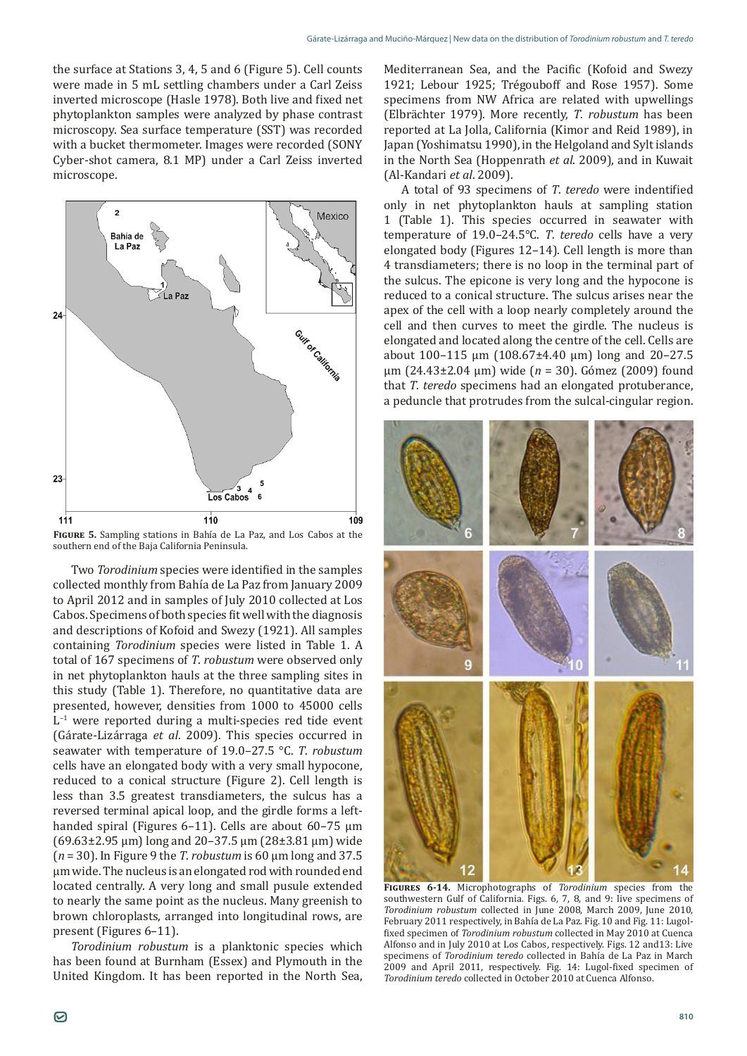the surface at Stations 3, 4, 5 and 6 (Figure 5). Cell counts were made in 5 mL settling chambers under a Carl Zeiss inverted microscope (Hasle 1978). Both live and fixed net phytoplankton samples were analyzed by phase contrast microscopy. Sea surface temperature (SST) was recorded with a bucket thermometer. Images were recorded (SONY Cyber-shot camera, 8.1 MP) under a Carl Zeiss inverted microscope.

**Figure 5.** Sampling stations in Bahía de La Paz, and Los Cabos at the southern end of the Baja California Peninsula.

Two *Torodinium* species were identified in the samples collected monthly from Bahía de La Paz from January 2009 to April 2012 and in samples of July 2010 collected at Los Cabos. Specimens of both species fit well with the diagnosis and descriptions of Kofoid and Swezy (1921). All samples containing *Torodinium* species were listed in Table 1. A total of 167 specimens of *T. robustum* were observed only in net phytoplankton hauls at the three sampling sites in this study (Table 1). Therefore, no quantitative data are presented, however, densities from 1000 to 45000 cells $L^{-1}$ were reported during a multi-species red tide event (Gárate-Lizárraga *et al*. 2009). This species occurred in seawater with temperature of 19.0–27.5 °C. *T. robustum* cells have an elongated body with a very small hypocone, reduced to a conical structure (Figure 2). Cell length is less than 3.5 greatest transdiameters, the sulcus has a reversed terminal apical loop, and the girdle forms a left-handed spiral (Figures 6–11). Cells are about 60–75 µm (69.63±2.95 µm) long and 20–37.5 µm (28±3.81 µm) wide (*n* = 30). In Figure 9 the *T. robustum* is 60 µm long and 37.5 µm wide. The nucleus is an elongated rod with rounded end located centrally. A very long and small pusule extended to nearly the same point as the nucleus. Many greenish to brown chloroplasts, arranged into longitudinal rows, are present (Figures 6–11).

*Torodinium robustum* is a planktonic species which has been found at Burnham (Essex) and Plymouth in the United Kingdom. It has been reported in the North Sea, Mediterranean Sea, and the Pacific (Kofoid and Swezy 1921; Lebour 1925; Trégouboff and Rose 1957). Some specimens from NW Africa are related with upwellings (Elbrächter 1979). More recently, *T. robustum* has been reported at La Jolla, California (Kimor and Reid 1989), in Japan (Yoshimatsu 1990), in the Helgoland and Sylt islands in the North Sea (Hoppenrath *et al*. 2009), and in Kuwait (Al-Kandari *et al*. 2009).

A total of 93 specimens of *T. teredo* were indentified only in net phytoplankton hauls at sampling station 1 (Table 1). This species occurred in seawater with temperature of 19.0–24.5°C. *T. teredo* cells have a very elongated body (Figures 12–14). Cell length is more than 4 transdiameters; there is no loop in the terminal part of the sulcus. The epicone is very long and the hypocone is reduced to a conical structure. The sulcus arises near the apex of the cell with a loop nearly completely around the cell and then curves to meet the girdle. The nucleus is elongated and located along the centre of the cell. Cells are about 100–115 µm (108.67±4.40 µm) long and 20–27.5 µm (24.43±2.04 µm) wide (*n* = 30). Gómez (2009) found that *T. teredo* specimens had an elongated protuberance, a peduncle that protrudes from the sulcal-cingular region.

**Figures 6-14.** Microphotographs of *Torodinium* species from the southwestern Gulf of California. Figs. 6, 7, 8, and 9: live specimens of *Torodinium robustum* collected in June 2008, March 2009, June 2010, February 2011 respectively, in Bahía de La Paz. Fig. 10 and Fig. 11: Lugol-fixed specimen of *Torodinium robustum* collected in May 2010 at Cuenca Alfonso and in July 2010 at Los Cabos, respectively. Figs. 12 and13: Live specimens of *Torodinium teredo* collected in Bahía de La Paz in March 2009 and April 2011, respectively. Fig. 14: Lugol-fixed specimen of *Torodinium teredo* collected in October 2010 at Cuenca Alfonso.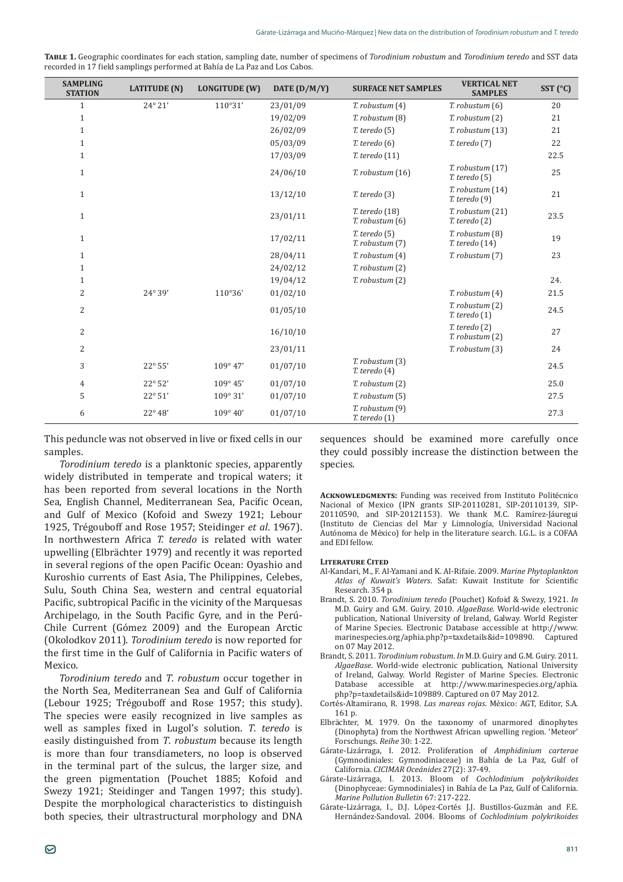**Table 1.** Geographic coordinates for each station, sampling date, number of specimens of *Torodinium robustum* and *Torodinium teredo* and SST data recorded in 17 field samplings performed at Bahía de La Paz and Los Cabos.

| SAMPLING STATION | LATITUDE (N) | LONGITUDE (W) | DATE (D/M/Y) | SURFACE NET SAMPLES | VERTICAL NET SAMPLES | SST (°C) |
|---|---|---|---|---|---|---|
| 1 | 24° 21' | 110°31' | 23/01/09 | *T. robustum* (4) | *T. robustum* (6) | 20 |
| 1 | | | 19/02/09 | *T. robustum* (8) | *T. robustum* (2) | 21 |
| 1 | | | 26/02/09 | *T. teredo* (5) | *T. robustum* (13) | 21 |
| 1 | | | 05/03/09 | *T. teredo* (6) | *T. teredo* (7) | 22 |
| 1 | | | 17/03/09 | *T. teredo* (11) | | 22.5 |
| 1 | | | 24/06/10 | *T. robustum* (16) | *T. robustum* (17) *T. teredo* (5) | 25 |
| 1 | | | 13/12/10 | *T. teredo* (3) | *T. robustum* (14) *T. teredo* (9) | 21 |
| 1 | | | 23/01/11 | *T. teredo* (18) *T. robustum* (6) | *T. robustum* (21) *T. teredo* (2) | 23.5 |
| 1 | | | 17/02/11 | *T. teredo* (5) *T. robustum* (7) | *T. robustum* (8) *T. teredo* (14) | 19 |
| 1 | | | 28/04/11 | *T. robustum* (4) | *T. robustum* (7) | 23 |
| 1 | | | 24/02/12 | *T. robustum* (2) | | |
| 1 | | | 19/04/12 | *T. robustum* (2) | | 24. |
| 2 | 24° 39' | 110°36' | 01/02/10 | | *T. robustum* (4) | 21.5 |
| 2 | | | 01/05/10 | | *T. robustum* (2) *T. teredo* (1) | 24.5 |
| 2 | | | 16/10/10 | | *T. teredo* (2) *T. robustum* (2) | 27 |
| 2 | | | 23/01/11 | | *T. robustum* (3) | 24 |
| 3 | 22° 55' | 109° 47' | 01/07/10 | *T. robustum* (3) *T. teredo* (4) | | 24.5 |
| 4 | 22° 52' | 109° 45' | 01/07/10 | *T. robustum* (2) | | 25.0 |
| 5 | 22° 51' | 109° 31' | 01/07/10 | *T. robustum* (5) | | 27.5 |
| 6 | 22° 48' | 109° 40' | 01/07/10 | *T. robustum* (9) *T. teredo* (1) | | 27.3 |

This peduncle was not observed in live or fixed cells in our samples.

*Torodinium teredo* is a planktonic species, apparently widely distributed in temperate and tropical waters; it has been reported from several locations in the North Sea, English Channel, Mediterranean Sea, Pacific Ocean, and Gulf of Mexico (Kofoid and Swezy 1921; Lebour 1925, Trégouboff and Rose 1957; Steidinger *et al*. 1967). In northwestern Africa *T. teredo* is related with water upwelling (Elbrächter 1979) and recently it was reported in several regions of the open Pacific Ocean: Oyashio and Kuroshio currents of East Asia, The Philippines, Celebes, Sulu, South China Sea, western and central equatorial Pacific, subtropical Pacific in the vicinity of the Marquesas Archipelago, in the South Pacific Gyre, and in the Perú-Chile Current (Gómez 2009) and the European Arctic (Okolodkov 2011). *Torodinium teredo* is now reported for the first time in the Gulf of California in Pacific waters of Mexico.

*Torodinium teredo* and *T. robustum* occur together in the North Sea, Mediterranean Sea and Gulf of California (Lebour 1925; Trégouboff and Rose 1957; this study). The species were easily recognized in live samples as well as samples fixed in Lugol's solution. *T. teredo* is easily distinguished from *T. robustum* because its length is more than four transdiameters, no loop is observed in the terminal part of the sulcus, the larger size, and the green pigmentation (Pouchet 1885; Kofoid and Swezy 1921; Steidinger and Tangen 1997; this study). Despite the morphological characteristics to distinguish both species, their ultrastructural morphology and DNA sequences should be examined more carefully once they could possibly increase the distinction between the species.

**Acknowledgments:** Funding was received from Instituto Politécnico Nacional of Mexico (IPN grants SIP-20110281, SIP-20110139, SIP-20110590, and SIP-20121153). We thank M.C. Ramírez-Jáuregui (Instituto de Ciencias del Mar y Limnología, Universidad Nacional Autónoma de México) for help in the literature search. I.G.L. is a COFAA and EDI fellow.

## Literature Cited

Al-Kandari, M., F. Al-Yamani and K. Al-Rifaie. 2009. *Marine Phytoplankton Atlas of Kuwait's Waters*. Safat: Kuwait Institute for Scientific Research. 354 p.

Brandt, S. 2010. *Torodinium teredo* (Pouchet) Kofoid & Swezy, 1921. *In* M.D. Guiry and G.M. Guiry. 2010. *AlgaeBase*. World-wide electronic publication, National University of Ireland, Galway. World Register of Marine Species. Electronic Database accessible at http://www.marinespecies.org/aphia.php?p=taxdetails&id=109890. Captured on 07 May 2012.

Brandt, S. 2011. *Torodinium robustum*. *In* M.D. Guiry and G.M. Guiry. 2011. *AlgaeBase*. World-wide electronic publication, National University of Ireland, Galway. World Register of Marine Species. Electronic Database accessible at http://www.marinespecies.org/aphia.php?p=taxdetails&id=109889. Captured on 07 May 2012.

Cortés-Altamirano, R. 1998. *Las mareas rojas*. México: AGT, Editor, S.A. 161 p.

Elbrächter, M. 1979. On the taxonomy of unarmored dinophytes (Dinophyta) from the Northwest African upwelling region. 'Meteor' Forschungs. *Reihe* 30: 1-22.

Gárate-Lizárraga, I. 2012. Proliferation of *Amphidinium carterae* (Gymnodiniales: Gymnodiniaceae) in Bahía de La Paz, Gulf of California. *CICIMAR Oceánides* 27(2): 37-49.

Gárate-Lizárraga, I. 2013. Bloom of *Cochlodinium polykrikoides* (Dinophyceae: Gymnodiniales) in Bahía de La Paz, Gulf of California. *Marine Pollution Bulletin* 67: 217-222.

Gárate-Lizárraga, I., D.J. López-Cortés J.J. Bustillos-Guzmán and F.E. Hernández-Sandoval. 2004. Blooms of *Cochlodinium polykrikoides*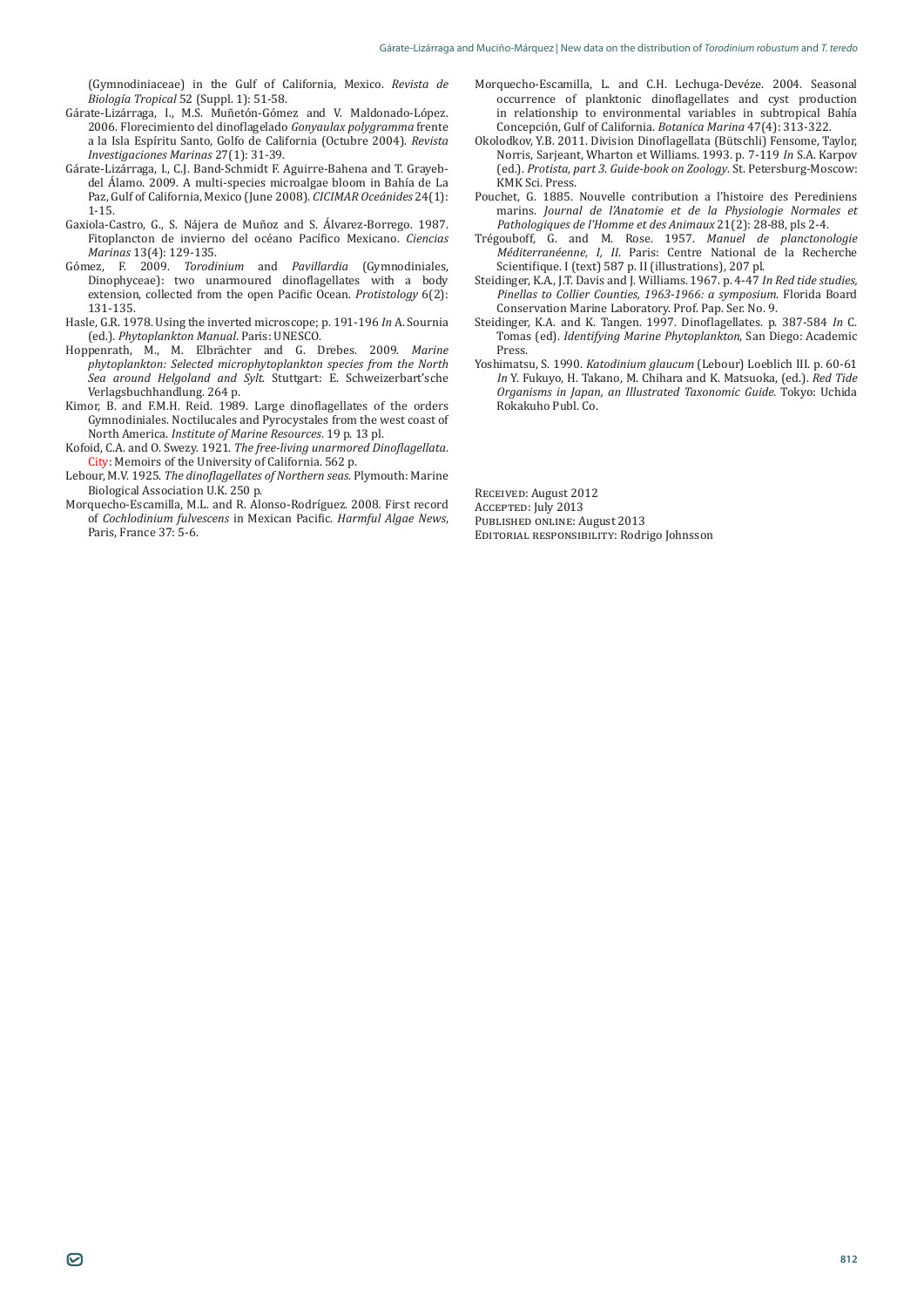(Gymnodiniaceae) in the Gulf of California, Mexico. *Revista de Biología Tropical* 52 (Suppl. 1): 51-58.

Gárate-Lizárraga, I., M.S. Muñetón-Gómez and V. Maldonado-López. 2006. Florecimiento del dinoflagelado *Gonyaulax polygramma* frente a la Isla Espíritu Santo, Golfo de California (Octubre 2004). *Revista Investigaciones Marinas* 27(1): 31-39.

Gárate-Lizárraga, I., C.J. Band-Schmidt F. Aguirre-Bahena and T. Grayeb-del Álamo. 2009. A multi-species microalgae bloom in Bahía de La Paz, Gulf of California, Mexico (June 2008). *CICIMAR Oceánides* 24(1): 1-15.

Gaxiola-Castro, G., S. Nájera de Muñoz and S. Álvarez-Borrego. 1987. Fitoplancton de invierno del océano Pacífico Mexicano. *Ciencias Marinas* 13(4): 129-135.

Gómez, F. 2009. *Torodinium* and *Pavillardia* (Gymnodiniales, Dinophyceae): two unarmoured dinoflagellates with a body extension, collected from the open Pacific Ocean. *Protistology* 6(2): 131-135.

Hasle, G.R. 1978. Using the inverted microscope; p. 191-196 *In* A. Sournia (ed.). *Phytoplankton Manual*. Paris: UNESCO.

Hoppenrath, M., M. Elbrächter and G. Drebes. 2009. *Marine phytoplankton: Selected microphytoplankton species from the North Sea around Helgoland and Sylt*. Stuttgart: E. Schweizerbart'sche Verlagsbuchhandlung. 264 p.

Kimor, B. and F.M.H. Reid. 1989. Large dinoflagellates of the orders Gymnodiniales. Noctilucales and Pyrocystales from the west coast of North America. *Institute of Marine Resources*. 19 p. 13 pl.

Kofoid, C.A. and O. Swezy. 1921. *The free-living unarmored Dinoflagellata*. City: Memoirs of the University of California. 562 p.

Lebour, M.V. 1925. *The dinoflagellates of Northern seas*. Plymouth: Marine Biological Association U.K. 250 p.

Morquecho-Escamilla, M.L. and R. Alonso-Rodríguez. 2008. First record of *Cochlodinium fulvescens* in Mexican Pacific. *Harmful Algae News*, Paris, France 37: 5-6.

Morquecho-Escamilla, L. and C.H. Lechuga-Devéze. 2004. Seasonal occurrence of planktonic dinoflagellates and cyst production in relationship to environmental variables in subtropical Bahía Concepción, Gulf of California. *Botanica Marina* 47(4): 313-322.

Okolodkov, Y.B. 2011. Division Dinoflagellata (Bütschli) Fensome, Taylor, Norris, Sarjeant, Wharton et Williams. 1993. p. 7-119 *In* S.A. Karpov (ed.). *Protista, part 3. Guide-book on Zoology*. St. Petersburg-Moscow: KMK Sci. Press.

Pouchet, G. 1885. Nouvelle contribution a l'histoire des Perediniens marins. *Journal de l'Anatomie et de la Physiologie Normales et Pathologiques de l'Homme et des Animaux* 21(2): 28-88, pls 2-4.

Trégouboff, G. and M. Rose. 1957. *Manuel de planctonologie Méditerranéenne, I, II*. Paris: Centre National de la Recherche Scientifique. I (text) 587 p. II (illustrations), 207 pl.

Steidinger, K.A., J.T. Davis and J. Williams. 1967. p. 4-47 *In Red tide studies, Pinellas to Collier Counties, 1963-1966: a symposium*. Florida Board Conservation Marine Laboratory. Prof. Pap. Ser. No. 9.

Steidinger, K.A. and K. Tangen. 1997. Dinoflagellates. p. 387-584 *In* C. Tomas (ed). *Identifying Marine Phytoplankton*, San Diego: Academic Press.

Yoshimatsu, S. 1990. *Katodinium glaucum* (Lebour) Loeblich III. p. 60-61 *In* Y. Fukuyo, H. Takano, M. Chihara and K. Matsuoka, (ed.). *Red Tide Organisms in Japan, an Illustrated Taxonomic Guide*. Tokyo: Uchida Rokakuho Publ. Co.

Received: August 2012
Accepted: July 2013
Published online: August 2013
Editorial responsibility: Rodrigo Johnsson